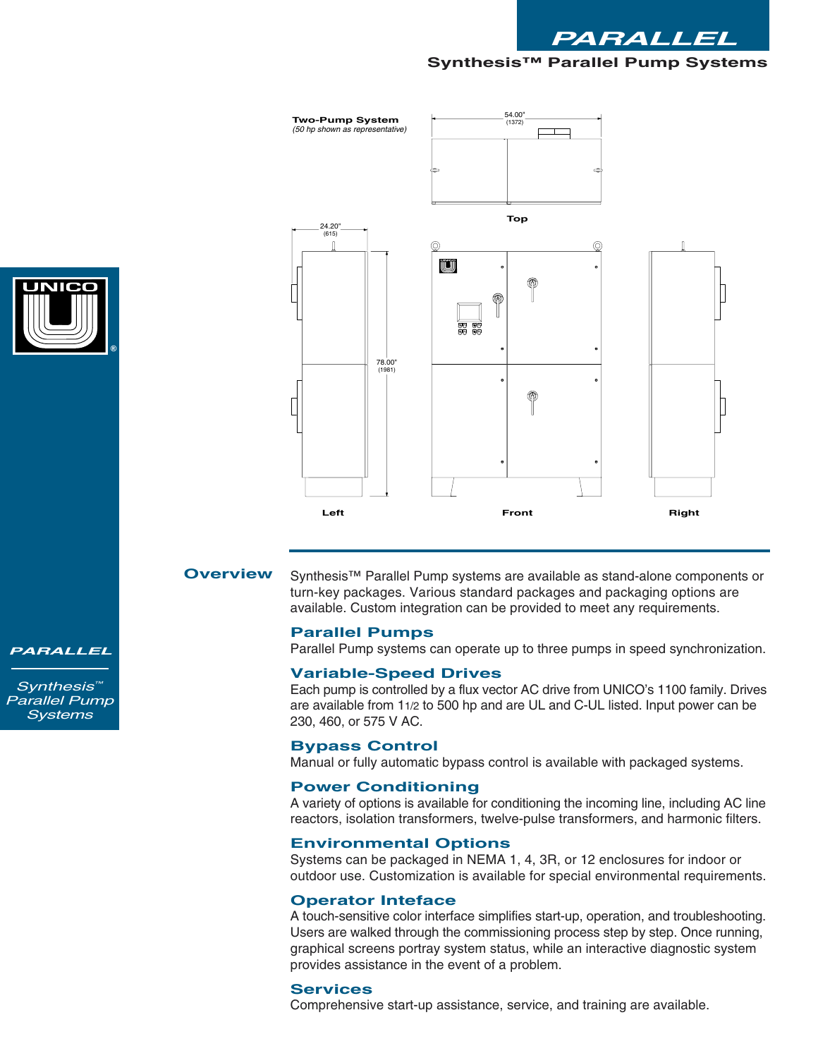# PARALLEL

## Synthesis™ Parallel Pump Systems

**Two-Pump System**
*(50 hp shown as representative)*

54.00" (1372)

Top

24.20" (615)

78.00" (1981)

Left

Front

Right

UNICO®

**PARALLEL**

*Synthesis™ Parallel Pump Systems*

## Overview

Synthesis™ Parallel Pump systems are available as stand-alone components or turn-key packages. Various standard packages and packaging options are available. Custom integration can be provided to meet any requirements.

### Parallel Pumps

Parallel Pump systems can operate up to three pumps in speed synchronization.

### Variable-Speed Drives

Each pump is controlled by a flux vector AC drive from UNICO's 1100 family. Drives are available from 1 1/2 to 500 hp and are UL and C-UL listed. Input power can be 230, 460, or 575 V AC.

### Bypass Control

Manual or fully automatic bypass control is available with packaged systems.

### Power Conditioning

A variety of options is available for conditioning the incoming line, including AC line reactors, isolation transformers, twelve-pulse transformers, and harmonic filters.

### Environmental Options

Systems can be packaged in NEMA 1, 4, 3R, or 12 enclosures for indoor or outdoor use. Customization is available for special environmental requirements.

### Operator Inteface

A touch-sensitive color interface simplifies start-up, operation, and troubleshooting. Users are walked through the commissioning process step by step. Once running, graphical screens portray system status, while an interactive diagnostic system provides assistance in the event of a problem.

### Services

Comprehensive start-up assistance, service, and training are available.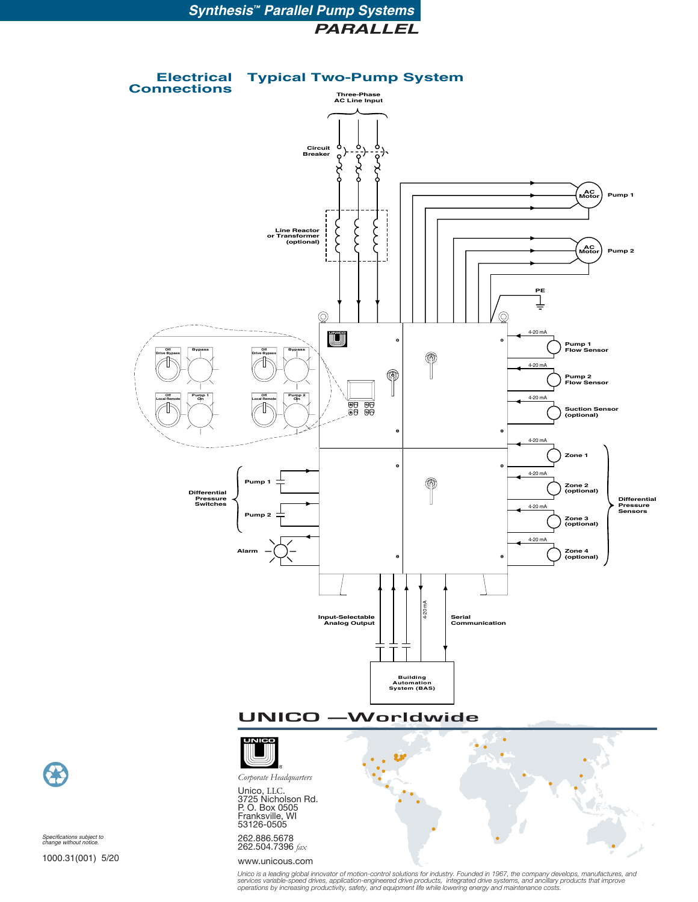## Electrical Connections

### Typical Two-Pump System

Three-Phase
AC Line Input

Circuit
Breaker

Line Reactor
or Transformer
(optional)

AC Motor
Pump 1

AC Motor
Pump 2

PE

Off
Drive Bypass

Bypass

Off
Local Remote

Pump 1
On

Off
Drive Bypass

Bypass

Off
Local Remote

Pump 2
On

UNICO

4-20 mA
Pump 1
Flow Sensor

4-20 mA
Pump 2
Flow Sensor

4-20 mA
Suction Sensor
(optional)

4-20 mA
Zone 1

4-20 mA
Zone 2
(optional)

4-20 mA
Zone 3
(optional)

4-20 mA
Zone 4
(optional)

Differential
Pressure
Sensors

Differential
Pressure
Switches

Pump 1

Pump 2

Alarm

Input-Selectable
Analog Output

4-20 mA

Serial
Communication

Building
Automation
System (BAS)

## UNICO —Worldwide

UNICO

*Corporate Headquarters*

Unico, LLC.
3725 Nicholson Rd.
P. O. Box 0505
Franksville, WI
53126-0505

262.886.5678
262.504.7396 *fax*

www.unicous.com

*Unico is a leading global innovator of motion-control solutions for industry. Founded in 1967, the company develops, manufactures, and services variable-speed drives, application-engineered drive products, integrated drive systems, and ancillary products that improve operations by increasing productivity, safety, and equipment life while lowering energy and maintenance costs.*

*Specifications subject to change without notice.*

1000.31(001) 5/20